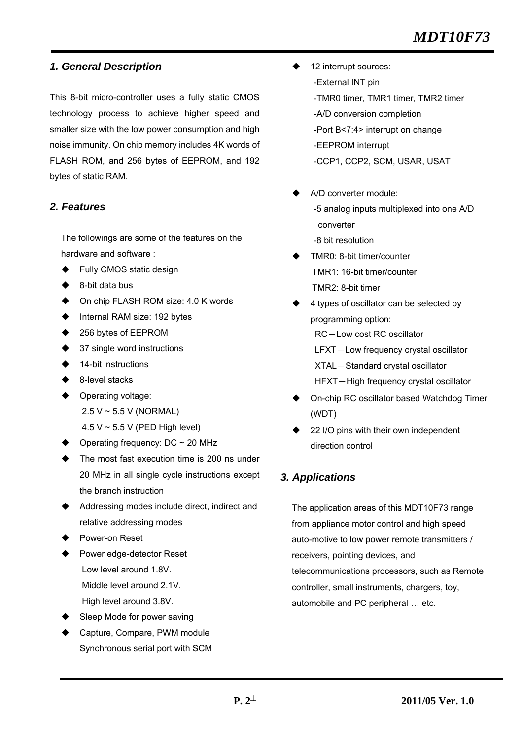## 1. General Description

This 8-bit micro-controller uses a fully static CMOS technology process to achieve higher speed and smaller size with the low power consumption and high noise immunity. On chip memory includes 4K words of FLASH ROM, and 256 bytes of EEPROM, and 192 bytes of static RAM.

## 2. Features

The followings are some of the features on the hardware and software :

- Fully CMOS static design
- 8-bit data bus
- On chip FLASH ROM size: 4.0 K words
- Internal RAM size: 192 bytes
- 256 bytes of EEPROM
- 37 single word instructions
- 14-bit instructions
- 8-level stacks
- Operating voltage:
  2.5 V ~ 5.5 V (NORMAL)
  4.5 V ~ 5.5 V (PED High level)
- Operating frequency: DC ~ 20 MHz
- The most fast execution time is 200 ns under 20 MHz in all single cycle instructions except the branch instruction
- Addressing modes include direct, indirect and relative addressing modes
- Power-on Reset
- Power edge-detector Reset
  Low level around 1.8V.
  Middle level around 2.1V.
  High level around 3.8V.
- Sleep Mode for power saving
- Capture, Compare, PWM module
  Synchronous serial port with SCM
- 12 interrupt sources:
  -External INT pin
  -TMR0 timer, TMR1 timer, TMR2 timer
  -A/D conversion completion
  -Port B<7:4> interrupt on change
  -EEPROM interrupt
  -CCP1, CCP2, SCM, USAR, USAT
- A/D converter module:
  -5 analog inputs multiplexed into one A/D converter
  -8 bit resolution
- TMR0: 8-bit timer/counter
  TMR1: 16-bit timer/counter
  TMR2: 8-bit timer
- 4 types of oscillator can be selected by programming option:
  RC－Low cost RC oscillator
  LFXT－Low frequency crystal oscillator
  XTAL－Standard crystal oscillator
  HFXT－High frequency crystal oscillator
- On-chip RC oscillator based Watchdog Timer (WDT)
- 22 I/O pins with their own independent direction control

## 3. Applications

The application areas of this MDT10F73 range from appliance motor control and high speed auto-motive to low power remote transmitters / receivers, pointing devices, and telecommunications processors, such as Remote controller, small instruments, chargers, toy, automobile and PC peripheral … etc.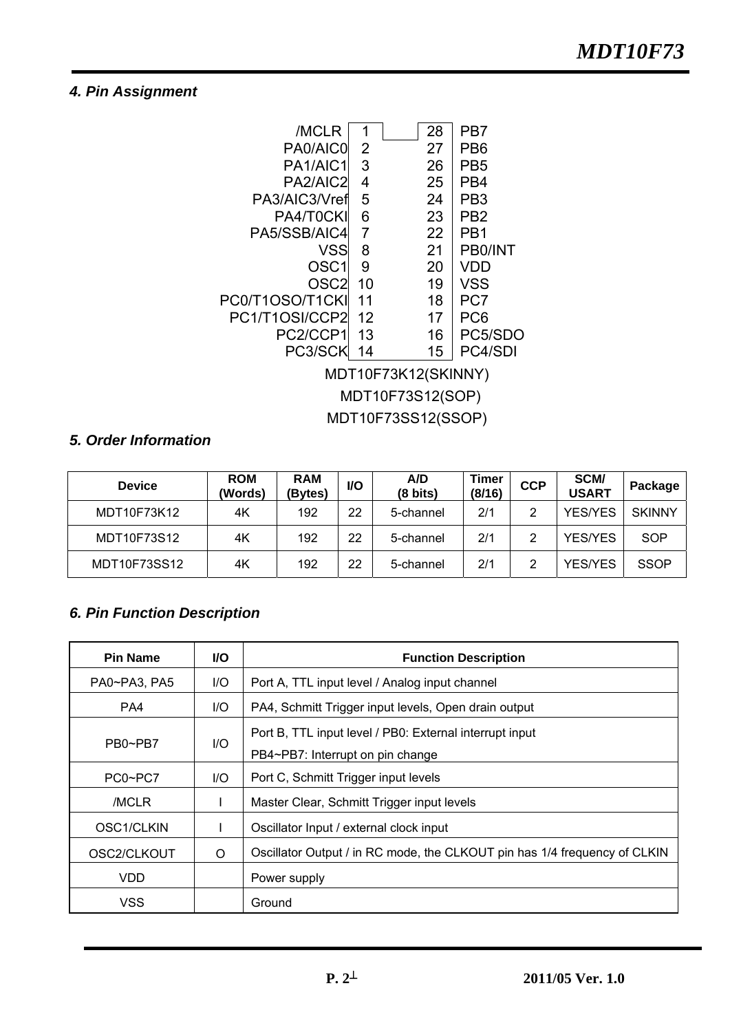#### 4. Pin Assignment

| Pin Name | Pin | Pin | Pin Name |
|---|---|---|---|
| /MCLR | 1 | 28 | PB7 |
| PA0/AIC0 | 2 | 27 | PB6 |
| PA1/AIC1 | 3 | 26 | PB5 |
| PA2/AIC2 | 4 | 25 | PB4 |
| PA3/AIC3/Vref | 5 | 24 | PB3 |
| PA4/T0CKI | 6 | 23 | PB2 |
| PA5/SSB/AIC4 | 7 | 22 | PB1 |
| VSS | 8 | 21 | PB0/INT |
| OSC1 | 9 | 20 | VDD |
| OSC2 | 10 | 19 | VSS |
| PC0/T1OSO/T1CKI | 11 | 18 | PC7 |
| PC1/T1OSI/CCP2 | 12 | 17 | PC6 |
| PC2/CCP1 | 13 | 16 | PC5/SDO |
| PC3/SCK | 14 | 15 | PC4/SDI |

MDT10F73K12(SKINNY)

MDT10F73S12(SOP)

MDT10F73SS12(SSOP)

#### 5. Order Information

| Device | ROM (Words) | RAM (Bytes) | I/O | A/D (8 bits) | Timer (8/16) | CCP | SCM/ USART | Package |
|---|---|---|---|---|---|---|---|---|
| MDT10F73K12 | 4K | 192 | 22 | 5-channel | 2/1 | 2 | YES/YES | SKINNY |
| MDT10F73S12 | 4K | 192 | 22 | 5-channel | 2/1 | 2 | YES/YES | SOP |
| MDT10F73SS12 | 4K | 192 | 22 | 5-channel | 2/1 | 2 | YES/YES | SSOP |

#### 6. Pin Function Description

| Pin Name | I/O | Function Description |
|---|---|---|
| PA0~PA3, PA5 | I/O | Port A, TTL input level / Analog input channel |
| PA4 | I/O | PA4, Schmitt Trigger input levels, Open drain output |
| PB0~PB7 | I/O | Port B, TTL input level / PB0: External interrupt input<br>PB4~PB7: Interrupt on pin change |
| PC0~PC7 | I/O | Port C, Schmitt Trigger input levels |
| /MCLR | I | Master Clear, Schmitt Trigger input levels |
| OSC1/CLKIN | I | Oscillator Input / external clock input |
| OSC2/CLKOUT | O | Oscillator Output / in RC mode, the CLKOUT pin has 1/4 frequency of CLKIN |
| VDD | | Power supply |
| VSS | | Ground |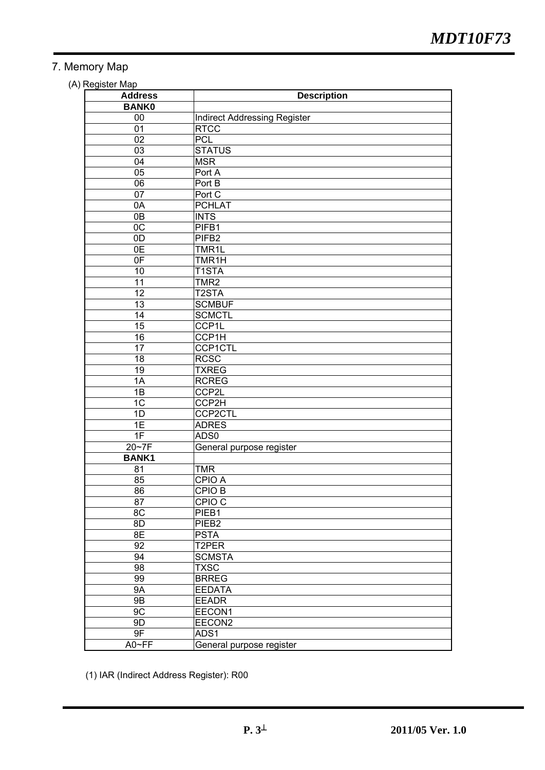## 7. Memory Map

(A) Register Map

| Address | Description |
|---|---|
| **BANK0** | |
| 00 | Indirect Addressing Register |
| 01 | RTCC |
| 02 | PCL |
| 03 | STATUS |
| 04 | MSR |
| 05 | Port A |
| 06 | Port B |
| 07 | Port C |
| 0A | PCHLAT |
| 0B | INTS |
| 0C | PIFB1 |
| 0D | PIFB2 |
| 0E | TMR1L |
| 0F | TMR1H |
| 10 | T1STA |
| 11 | TMR2 |
| 12 | T2STA |
| 13 | SCMBUF |
| 14 | SCMCTL |
| 15 | CCP1L |
| 16 | CCP1H |
| 17 | CCP1CTL |
| 18 | RCSC |
| 19 | TXREG |
| 1A | RCREG |
| 1B | CCP2L |
| 1C | CCP2H |
| 1D | CCP2CTL |
| 1E | ADRES |
| 1F | ADS0 |
| 20~7F | General purpose register |
| **BANK1** | |
| 81 | TMR |
| 85 | CPIO A |
| 86 | CPIO B |
| 87 | CPIO C |
| 8C | PIEB1 |
| 8D | PIEB2 |
| 8E | PSTA |
| 92 | T2PER |
| 94 | SCMSTA |
| 98 | TXSC |
| 99 | BRREG |
| 9A | EEDATA |
| 9B | EEADR |
| 9C | EECON1 |
| 9D | EECON2 |
| 9F | ADS1 |
| A0~FF | General purpose register |

(1) IAR (Indirect Address Register): R00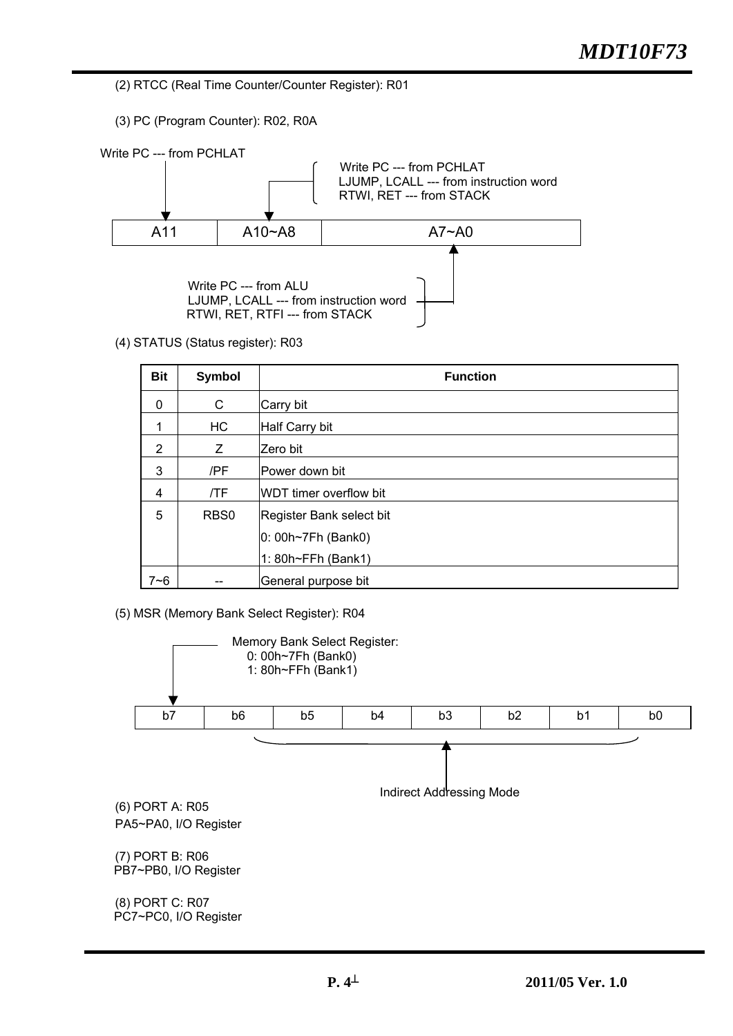(2) RTCC (Real Time Counter/Counter Register): R01

(3) PC (Program Counter): R02, R0A

Write PC --- from PCHLAT

Write PC --- from PCHLAT
LJUMP, LCALL --- from instruction word
RTWI, RET --- from STACK

| A11 | A10~A8 | A7~A0 |
|---|---|---|

Write PC --- from ALU
LJUMP, LCALL --- from instruction word
RTWI, RET, RTFI --- from STACK

(4) STATUS (Status register): R03

| Bit | Symbol | Function |
|---|---|---|
| 0 | C | Carry bit |
| 1 | HC | Half Carry bit |
| 2 | Z | Zero bit |
| 3 | /PF | Power down bit |
| 4 | /TF | WDT timer overflow bit |
| 5 | RBS0 | Register Bank select bit<br>0: 00h~7Fh (Bank0)<br>1: 80h~FFh (Bank1) |
| 7~6 | -- | General purpose bit |

(5) MSR (Memory Bank Select Register): R04

Memory Bank Select Register:
0: 00h~7Fh (Bank0)
1: 80h~FFh (Bank1)

| b7 | b6 | b5 | b4 | b3 | b2 | b1 | b0 |
|---|---|---|---|---|---|---|---|

Indirect Addressing Mode

(6) PORT A: R05
PA5~PA0, I/O Register

(7) PORT B: R06
PB7~PB0, I/O Register

(8) PORT C: R07
PC7~PC0, I/O Register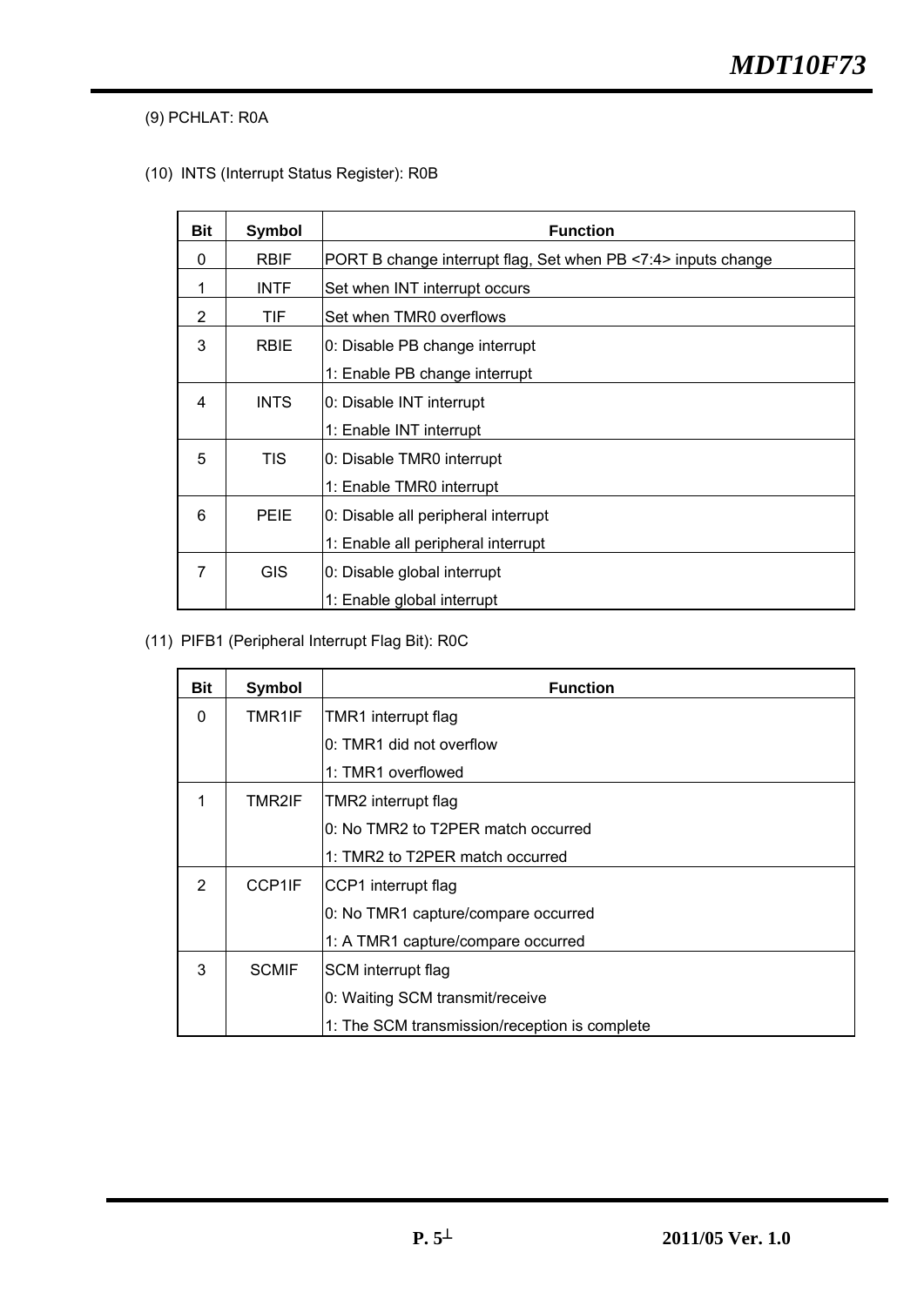(9) PCHLAT: R0A

(10) INTS (Interrupt Status Register): R0B

| Bit | Symbol | Function |
|---|---|---|
| 0 | RBIF | PORT B change interrupt flag, Set when PB <7:4> inputs change |
| 1 | INTF | Set when INT interrupt occurs |
| 2 | TIF | Set when TMR0 overflows |
| 3 | RBIE | 0: Disable PB change interrupt<br>1: Enable PB change interrupt |
| 4 | INTS | 0: Disable INT interrupt<br>1: Enable INT interrupt |
| 5 | TIS | 0: Disable TMR0 interrupt<br>1: Enable TMR0 interrupt |
| 6 | PEIE | 0: Disable all peripheral interrupt<br>1: Enable all peripheral interrupt |
| 7 | GIS | 0: Disable global interrupt<br>1: Enable global interrupt |

(11) PIFB1 (Peripheral Interrupt Flag Bit): R0C

| Bit | Symbol | Function |
|---|---|---|
| 0 | TMR1IF | TMR1 interrupt flag<br>0: TMR1 did not overflow<br>1: TMR1 overflowed |
| 1 | TMR2IF | TMR2 interrupt flag<br>0: No TMR2 to T2PER match occurred<br>1: TMR2 to T2PER match occurred |
| 2 | CCP1IF | CCP1 interrupt flag<br>0: No TMR1 capture/compare occurred<br>1: A TMR1 capture/compare occurred |
| 3 | SCMIF | SCM interrupt flag<br>0: Waiting SCM transmit/receive<br>1: The SCM transmission/reception is complete |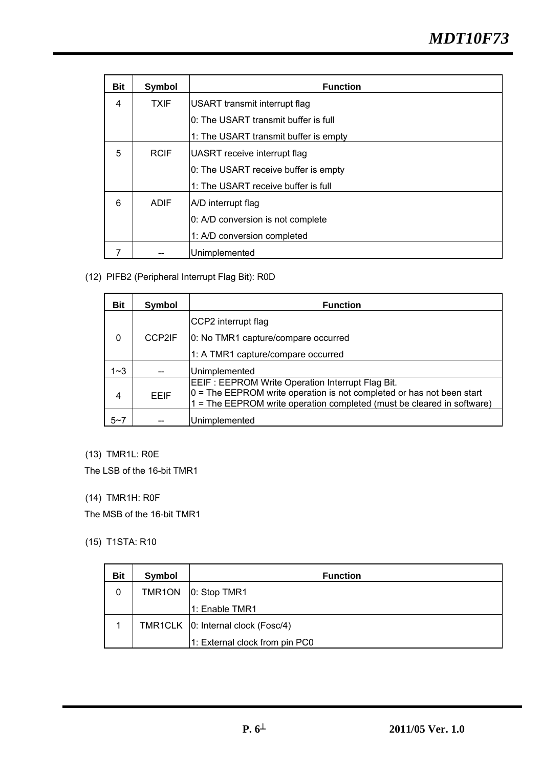| Bit | Symbol | Function |
|---|---|---|
| 4 | TXIF | USART transmit interrupt flag<br>0: The USART transmit buffer is full<br>1: The USART transmit buffer is empty |
| 5 | RCIF | UASRT receive interrupt flag<br>0: The USART receive buffer is empty<br>1: The USART receive buffer is full |
| 6 | ADIF | A/D interrupt flag<br>0: A/D conversion is not complete<br>1: A/D conversion completed |
| 7 | -- | Unimplemented |

(12) PIFB2 (Peripheral Interrupt Flag Bit): R0D

| Bit | Symbol | Function |
|---|---|---|
| 0 | CCP2IF | CCP2 interrupt flag<br>0: No TMR1 capture/compare occurred<br>1: A TMR1 capture/compare occurred |
| 1~3 | -- | Unimplemented |
| 4 | EEIF | EEIF : EEPROM Write Operation Interrupt Flag Bit.<br>0 = The EEPROM write operation is not completed or has not been start<br>1 = The EEPROM write operation completed (must be cleared in software) |
| 5~7 | -- | Unimplemented |

(13) TMR1L: R0E

The LSB of the 16-bit TMR1

(14) TMR1H: R0F

The MSB of the 16-bit TMR1

(15) T1STA: R10

| Bit | Symbol | Function |
|---|---|---|
| 0 | TMR1ON | 0: Stop TMR1<br>1: Enable TMR1 |
| 1 | TMR1CLK | 0: Internal clock (Fosc/4)<br>1: External clock from pin PC0 |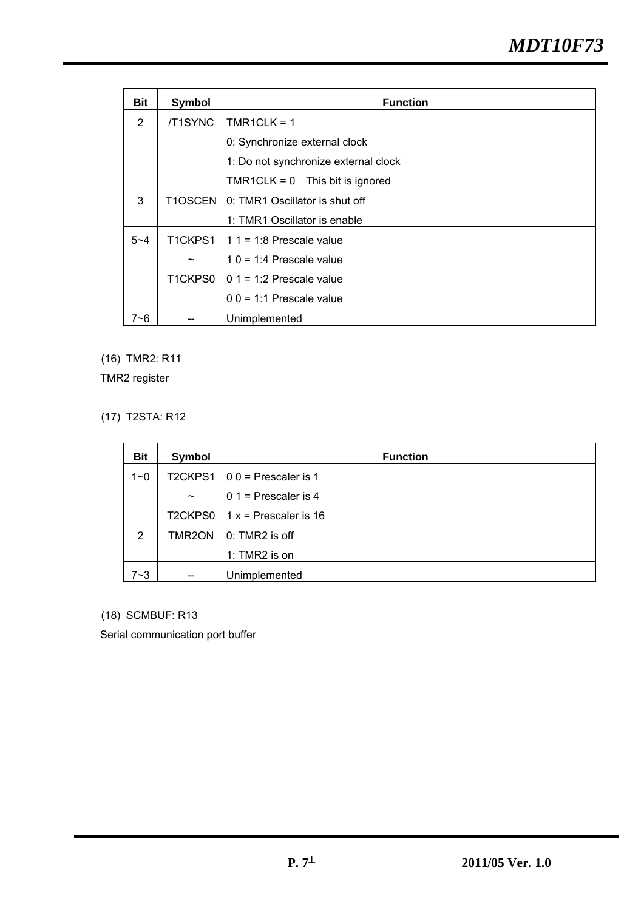| Bit | Symbol | Function |
|---|---|---|
| 2 | /T1SYNC | TMR1CLK = 1 |
| | | 0: Synchronize external clock |
| | | 1: Do not synchronize external clock |
| | | TMR1CLK = 0 This bit is ignored |
| 3 | T1OSCEN | 0: TMR1 Oscillator is shut off |
| | | 1: TMR1 Oscillator is enable |
| 5~4 | T1CKPS1 | 1 1 = 1:8 Prescale value |
| | ~ | 1 0 = 1:4 Prescale value |
| | T1CKPS0 | 0 1 = 1:2 Prescale value |
| | | 0 0 = 1:1 Prescale value |
| 7~6 | -- | Unimplemented |

(16) TMR2: R11

TMR2 register

(17) T2STA: R12

| Bit | Symbol | Function |
|---|---|---|
| 1~0 | T2CKPS1 | 0 0 = Prescaler is 1 |
| | ~ | 0 1 = Prescaler is 4 |
| | T2CKPS0 | 1 x = Prescaler is 16 |
| 2 | TMR2ON | 0: TMR2 is off |
| | | 1: TMR2 is on |
| 7~3 | -- | Unimplemented |

(18) SCMBUF: R13

Serial communication port buffer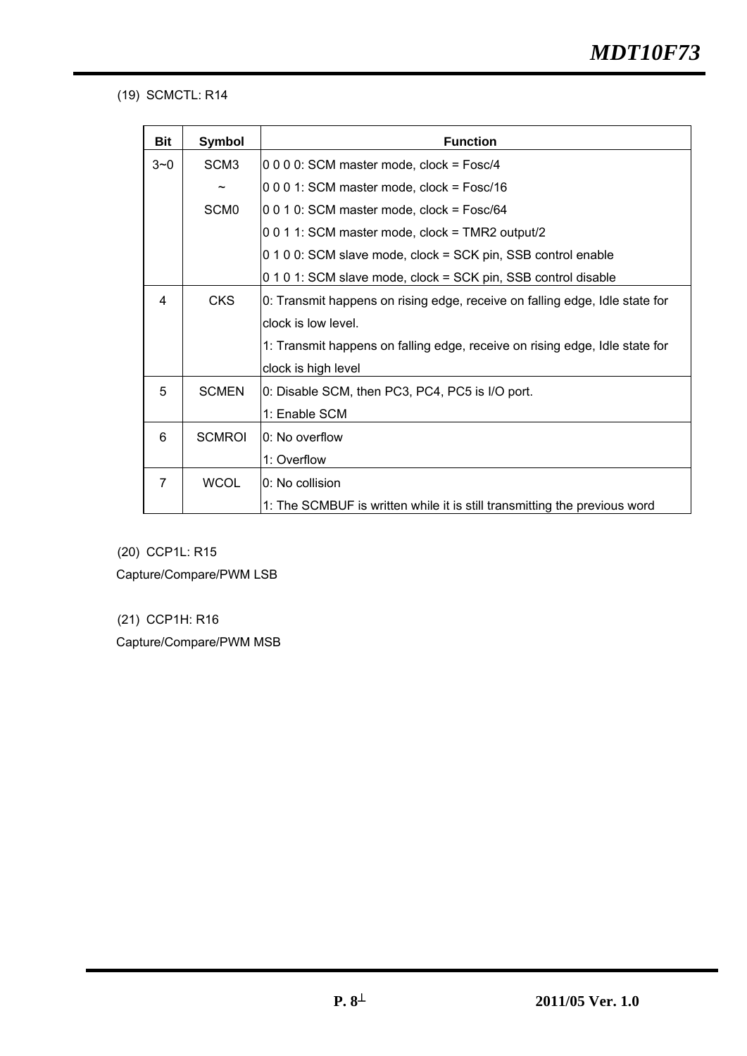(19) SCMCTL: R14

| Bit | Symbol | Function |
|---|---|---|
| 3~0 | SCM3<br>~<br>SCM0 | 0 0 0 0: SCM master mode, clock = Fosc/4<br>0 0 0 1: SCM master mode, clock = Fosc/16<br>0 0 1 0: SCM master mode, clock = Fosc/64<br>0 0 1 1: SCM master mode, clock = TMR2 output/2<br>0 1 0 0: SCM slave mode, clock = SCK pin, SSB control enable<br>0 1 0 1: SCM slave mode, clock = SCK pin, SSB control disable |
| 4 | CKS | 0: Transmit happens on rising edge, receive on falling edge, Idle state for clock is low level.<br>1: Transmit happens on falling edge, receive on rising edge, Idle state for clock is high level |
| 5 | SCMEN | 0: Disable SCM, then PC3, PC4, PC5 is I/O port.<br>1: Enable SCM |
| 6 | SCMROI | 0: No overflow<br>1: Overflow |
| 7 | WCOL | 0: No collision<br>1: The SCMBUF is written while it is still transmitting the previous word |

(20) CCP1L: R15

Capture/Compare/PWM LSB

(21) CCP1H: R16

Capture/Compare/PWM MSB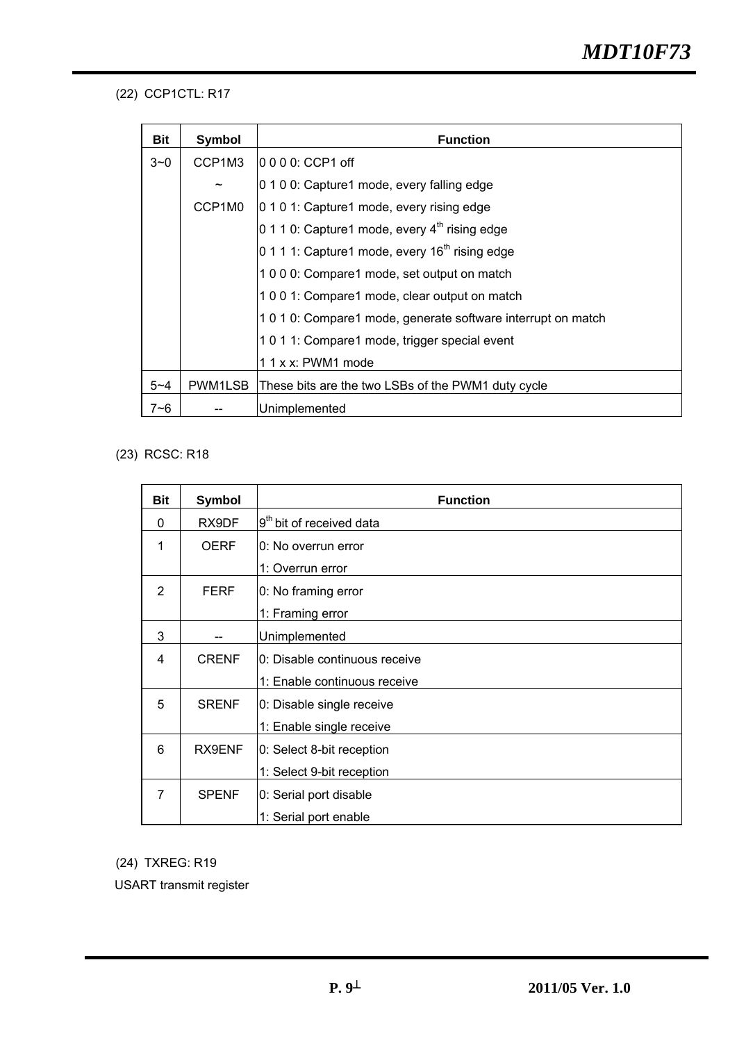(22) CCP1CTL: R17

| Bit | Symbol | Function |
|---|---|---|
| 3~0 | CCP1M3 ~ CCP1M0 | 0 0 0 0: CCP1 off<br>0 1 0 0: Capture1 mode, every falling edge<br>0 1 0 1: Capture1 mode, every rising edge<br>0 1 1 0: Capture1 mode, every 4th rising edge<br>0 1 1 1: Capture1 mode, every 16th rising edge<br>1 0 0 0: Compare1 mode, set output on match<br>1 0 0 1: Compare1 mode, clear output on match<br>1 0 1 0: Compare1 mode, generate software interrupt on match<br>1 0 1 1: Compare1 mode, trigger special event<br>1 1 x x: PWM1 mode |
| 5~4 | PWM1LSB | These bits are the two LSBs of the PWM1 duty cycle |
| 7~6 | -- | Unimplemented |

(23) RCSC: R18

| Bit | Symbol | Function |
|---|---|---|
| 0 | RX9DF | 9th bit of received data |
| 1 | OERF | 0: No overrun error<br>1: Overrun error |
| 2 | FERF | 0: No framing error<br>1: Framing error |
| 3 | -- | Unimplemented |
| 4 | CRENF | 0: Disable continuous receive<br>1: Enable continuous receive |
| 5 | SRENF | 0: Disable single receive<br>1: Enable single receive |
| 6 | RX9ENF | 0: Select 8-bit reception<br>1: Select 9-bit reception |
| 7 | SPENF | 0: Serial port disable<br>1: Serial port enable |

(24) TXREG: R19

USART transmit register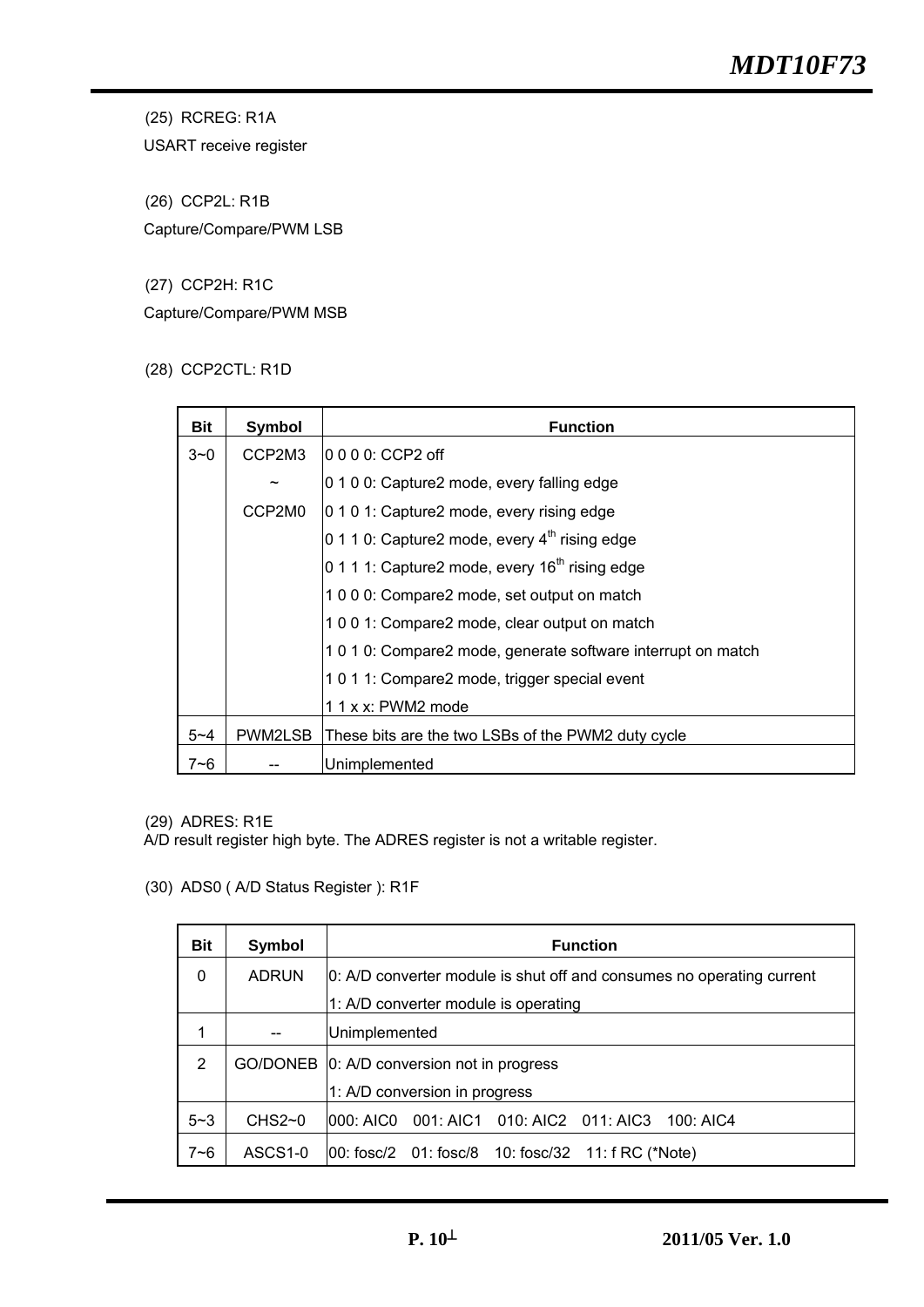(25) RCREG: R1A

USART receive register

(26) CCP2L: R1B

Capture/Compare/PWM LSB

(27) CCP2H: R1C

Capture/Compare/PWM MSB

(28) CCP2CTL: R1D

| Bit | Symbol | Function |
|---|---|---|
| 3~0 | CCP2M3 ~ CCP2M0 | 0 0 0 0: CCP2 off<br>0 1 0 0: Capture2 mode, every falling edge<br>0 1 0 1: Capture2 mode, every rising edge<br>0 1 1 0: Capture2 mode, every 4th rising edge<br>0 1 1 1: Capture2 mode, every 16th rising edge<br>1 0 0 0: Compare2 mode, set output on match<br>1 0 0 1: Compare2 mode, clear output on match<br>1 0 1 0: Compare2 mode, generate software interrupt on match<br>1 0 1 1: Compare2 mode, trigger special event<br>1 1 x x: PWM2 mode |
| 5~4 | PWM2LSB | These bits are the two LSBs of the PWM2 duty cycle |
| 7~6 | -- | Unimplemented |

(29) ADRES: R1E

A/D result register high byte. The ADRES register is not a writable register.

(30) ADS0 ( A/D Status Register ): R1F

| Bit | Symbol | Function |
|---|---|---|
| 0 | ADRUN | 0: A/D converter module is shut off and consumes no operating current<br>1: A/D converter module is operating |
| 1 | -- | Unimplemented |
| 2 | GO/DONEB | 0: A/D conversion not in progress<br>1: A/D conversion in progress |
| 5~3 | CHS2~0 | 000: AIC0 001: AIC1 010: AIC2 011: AIC3 100: AIC4 |
| 7~6 | ASCS1-0 | 00: fosc/2 01: fosc/8 10: fosc/32 11: f RC (*Note) |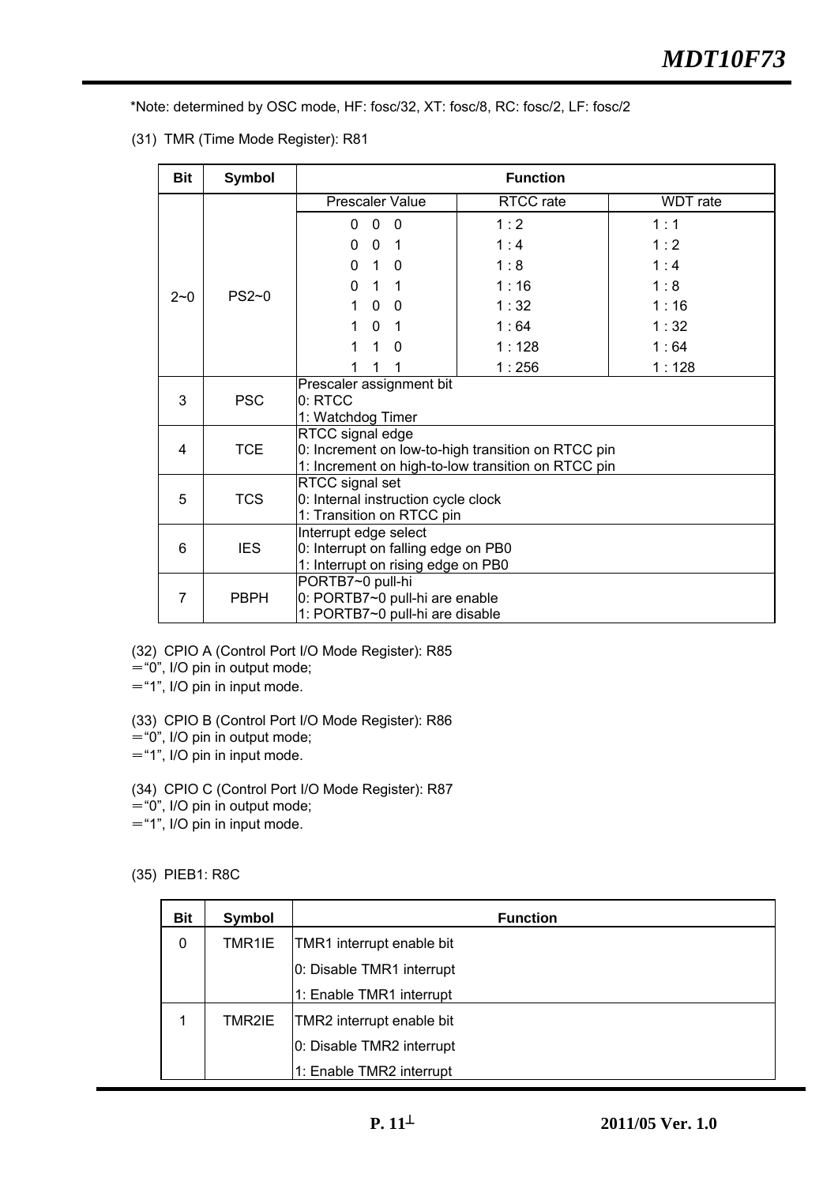*Note: determined by OSC mode, HF: fosc/32, XT: fosc/8, RC: fosc/2, LF: fosc/2

(31) TMR (Time Mode Register): R81

| Bit | Symbol | Function | | |
|---|---|---|---|---|
| | | Prescaler Value | RTCC rate | WDT rate |
| 2~0 | PS2~0 | 0 0 0 | 1 : 2 | 1 : 1 |
| | | 0 0 1 | 1 : 4 | 1 : 2 |
| | | 0 1 0 | 1 : 8 | 1 : 4 |
| | | 0 1 1 | 1 : 16 | 1 : 8 |
| | | 1 0 0 | 1 : 32 | 1 : 16 |
| | | 1 0 1 | 1 : 64 | 1 : 32 |
| | | 1 1 0 | 1 : 128 | 1 : 64 |
| | | 1 1 1 | 1 : 256 | 1 : 128 |
| 3 | PSC | Prescaler assignment bit<br>0: RTCC<br>1: Watchdog Timer | | |
| 4 | TCE | RTCC signal edge<br>0: Increment on low-to-high transition on RTCC pin<br>1: Increment on high-to-low transition on RTCC pin | | |
| 5 | TCS | RTCC signal set<br>0: Internal instruction cycle clock<br>1: Transition on RTCC pin | | |
| 6 | IES | Interrupt edge select<br>0: Interrupt on falling edge on PB0<br>1: Interrupt on rising edge on PB0 | | |
| 7 | PBPH | PORTB7~0 pull-hi<br>0: PORTB7~0 pull-hi are enable<br>1: PORTB7~0 pull-hi are disable | | |

(32) CPIO A (Control Port I/O Mode Register): R85
＝"0", I/O pin in output mode;
＝"1", I/O pin in input mode.

(33) CPIO B (Control Port I/O Mode Register): R86
＝"0", I/O pin in output mode;
＝"1", I/O pin in input mode.

(34) CPIO C (Control Port I/O Mode Register): R87
＝"0", I/O pin in output mode;
＝"1", I/O pin in input mode.

(35) PIEB1: R8C

| Bit | Symbol | Function |
|---|---|---|
| 0 | TMR1IE | TMR1 interrupt enable bit<br>0: Disable TMR1 interrupt<br>1: Enable TMR1 interrupt |
| 1 | TMR2IE | TMR2 interrupt enable bit<br>0: Disable TMR2 interrupt<br>1: Enable TMR2 interrupt |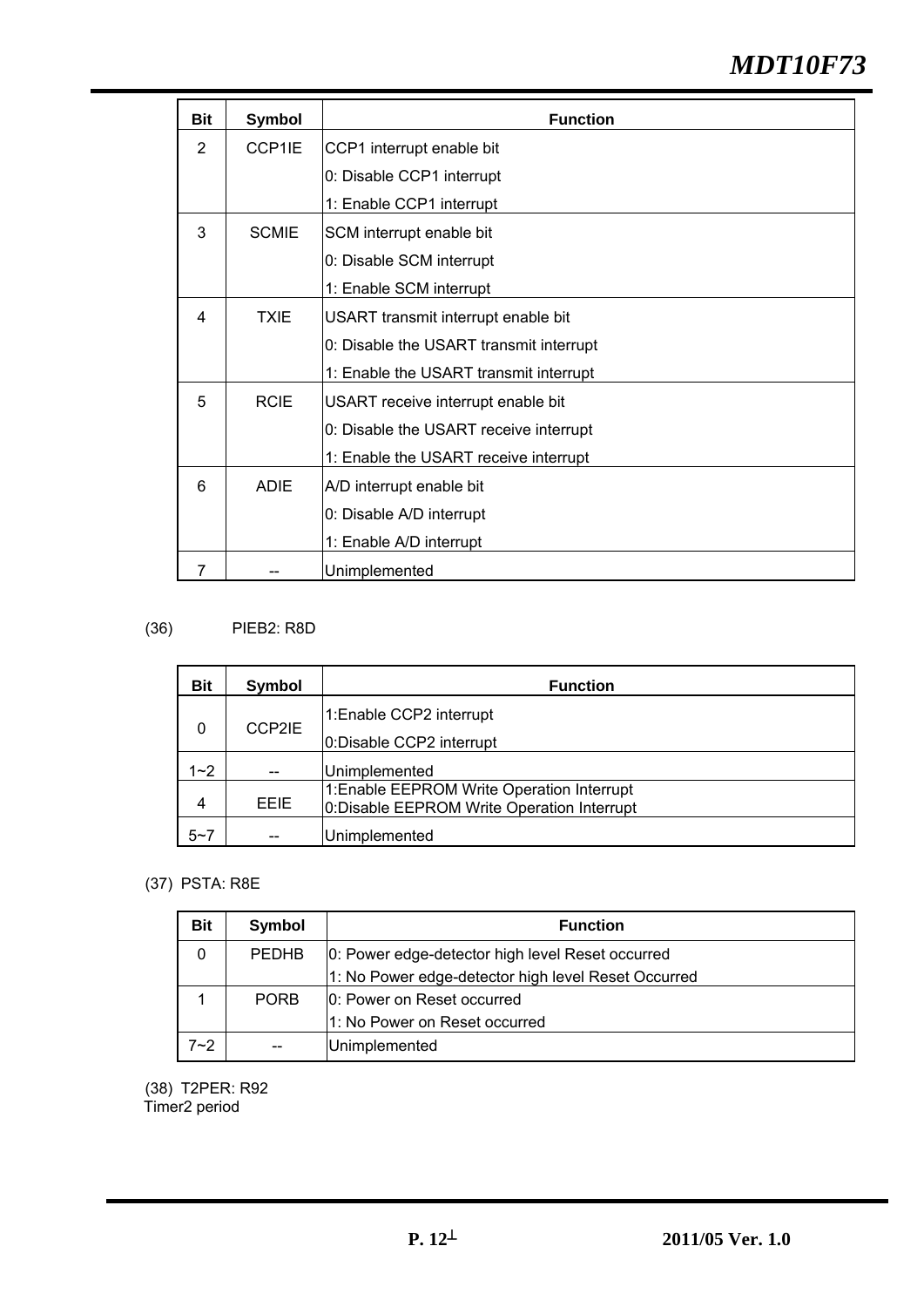| Bit | Symbol | Function |
| --- | --- | --- |
| 2 | CCP1IE | CCP1 interrupt enable bit<br>0: Disable CCP1 interrupt<br>1: Enable CCP1 interrupt |
| 3 | SCMIE | SCM interrupt enable bit<br>0: Disable SCM interrupt<br>1: Enable SCM interrupt |
| 4 | TXIE | USART transmit interrupt enable bit<br>0: Disable the USART transmit interrupt<br>1: Enable the USART transmit interrupt |
| 5 | RCIE | USART receive interrupt enable bit<br>0: Disable the USART receive interrupt<br>1: Enable the USART receive interrupt |
| 6 | ADIE | A/D interrupt enable bit<br>0: Disable A/D interrupt<br>1: Enable A/D interrupt |
| 7 | -- | Unimplemented |

(36) PIEB2: R8D

| Bit | Symbol | Function |
| --- | --- | --- |
| 0 | CCP2IE | 1:Enable CCP2 interrupt<br>0:Disable CCP2 interrupt |
| 1~2 | -- | Unimplemented |
| 4 | EEIE | 1:Enable EEPROM Write Operation Interrupt<br>0:Disable EEPROM Write Operation Interrupt |
| 5~7 | -- | Unimplemented |

(37) PSTA: R8E

| Bit | Symbol | Function |
| --- | --- | --- |
| 0 | PEDHB | 0: Power edge-detector high level Reset occurred<br>1: No Power edge-detector high level Reset Occurred |
| 1 | PORB | 0: Power on Reset occurred<br>1: No Power on Reset occurred |
| 7~2 | -- | Unimplemented |

(38) T2PER: R92

Timer2 period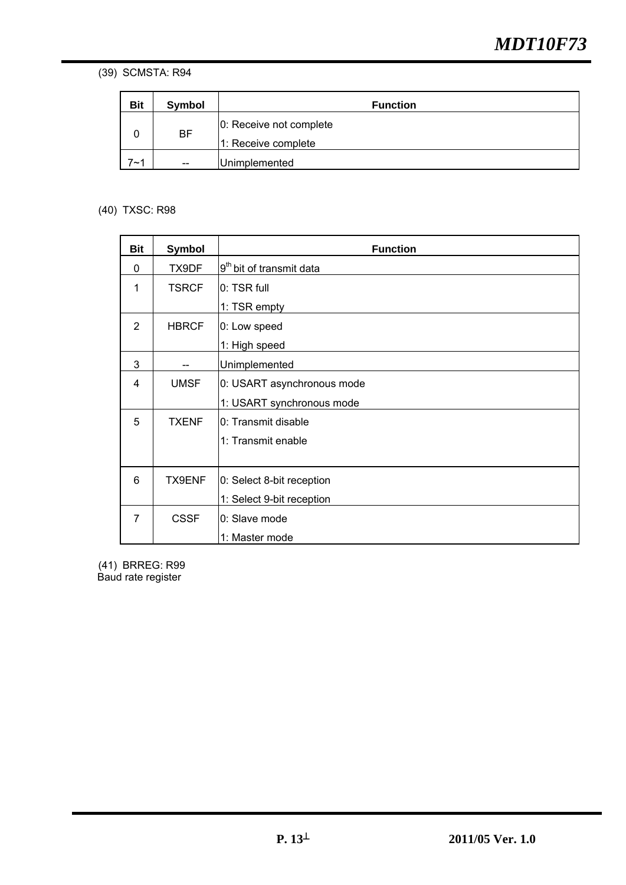(39) SCMSTA: R94

| Bit | Symbol | Function |
|---|---|---|
| 0 | BF | 0: Receive not complete<br>1: Receive complete |
| 7~1 | -- | Unimplemented |

(40) TXSC: R98

| Bit | Symbol | Function |
|---|---|---|
| 0 | TX9DF | 9th bit of transmit data |
| 1 | TSRCF | 0: TSR full<br>1: TSR empty |
| 2 | HBRCF | 0: Low speed<br>1: High speed |
| 3 | -- | Unimplemented |
| 4 | UMSF | 0: USART asynchronous mode<br>1: USART synchronous mode |
| 5 | TXENF | 0: Transmit disable<br>1: Transmit enable |
| 6 | TX9ENF | 0: Select 8-bit reception<br>1: Select 9-bit reception |
| 7 | CSSF | 0: Slave mode<br>1: Master mode |

(41) BRREG: R99
Baud rate register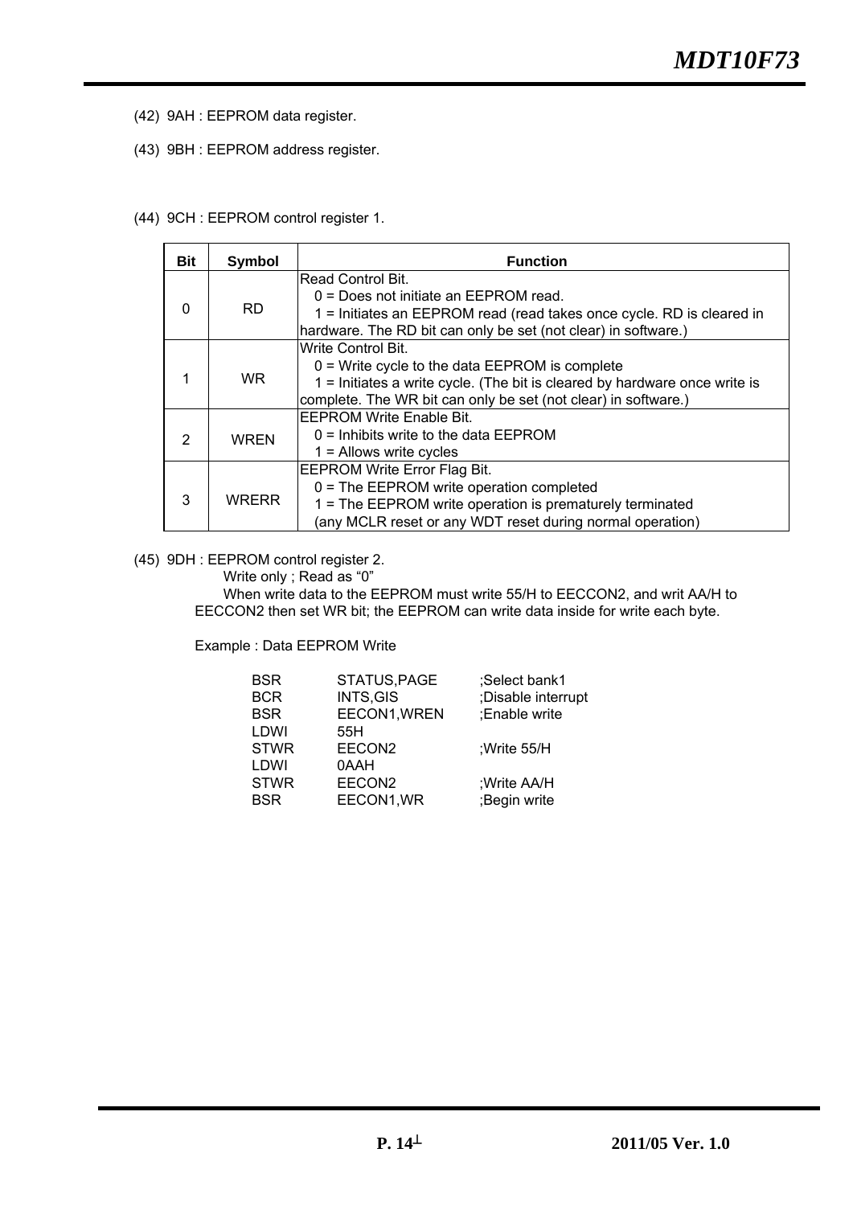(42) 9AH : EEPROM data register.

(43) 9BH : EEPROM address register.

(44) 9CH : EEPROM control register 1.

| Bit | Symbol | Function |
|---|---|---|
| 0 | RD | Read Control Bit.<br>0 = Does not initiate an EEPROM read.<br>1 = Initiates an EEPROM read (read takes once cycle. RD is cleared in hardware. The RD bit can only be set (not clear) in software.) |
| 1 | WR | Write Control Bit.<br>0 = Write cycle to the data EEPROM is complete<br>1 = Initiates a write cycle. (The bit is cleared by hardware once write is complete. The WR bit can only be set (not clear) in software.) |
| 2 | WREN | EEPROM Write Enable Bit.<br>0 = Inhibits write to the data EEPROM<br>1 = Allows write cycles |
| 3 | WRERR | EEPROM Write Error Flag Bit.<br>0 = The EEPROM write operation completed<br>1 = The EEPROM write operation is prematurely terminated<br>(any MCLR reset or any WDT reset during normal operation) |

(45) 9DH : EEPROM control register 2.

Write only ; Read as "0"

When write data to the EEPROM must write 55/H to EECCON2, and writ AA/H to EECCON2 then set WR bit; the EEPROM can write data inside for write each byte.

Example : Data EEPROM Write

```
BSR     STATUS,PAGE      ;Select bank1
BCR     INTS,GIS         ;Disable interrupt
BSR     EECON1,WREN      ;Enable write
LDWI    55H
STWR    EECON2           ;Write 55/H
LDWI    0AAH
STWR    EECON2           ;Write AA/H
BSR     EECON1,WR        ;Begin write
```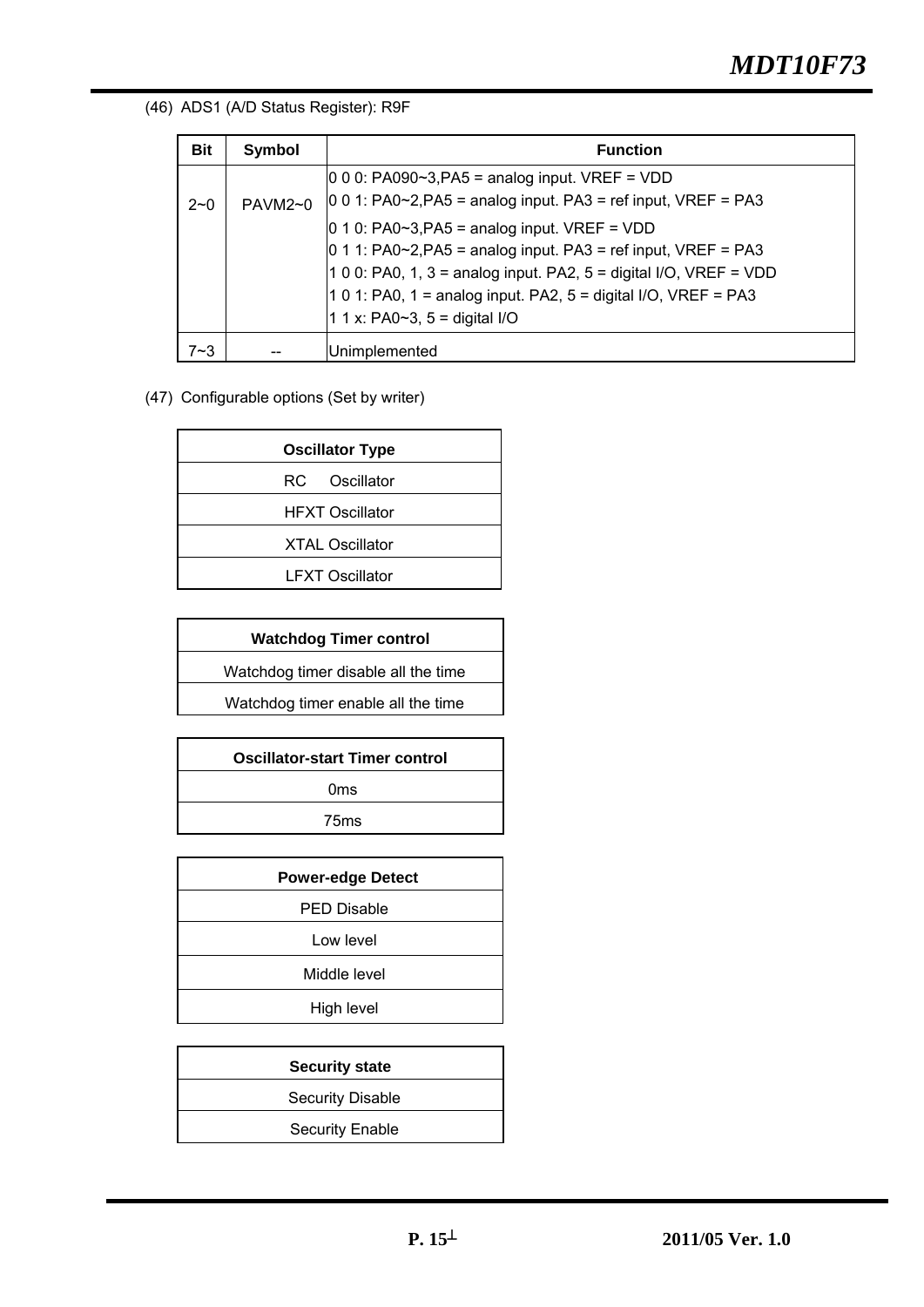(46) ADS1 (A/D Status Register): R9F

| Bit | Symbol | Function |
|---|---|---|
| 2~0 | PAVM2~0 | 0 0 0: PA090~3,PA5 = analog input. VREF = VDD<br>0 0 1: PA0~2,PA5 = analog input. PA3 = ref input, VREF = PA3<br>0 1 0: PA0~3,PA5 = analog input. VREF = VDD<br>0 1 1: PA0~2,PA5 = analog input. PA3 = ref input, VREF = PA3<br>1 0 0: PA0, 1, 3 = analog input. PA2, 5 = digital I/O, VREF = VDD<br>1 0 1: PA0, 1 = analog input. PA2, 5 = digital I/O, VREF = PA3<br>1 1 x: PA0~3, 5 = digital I/O |
| 7~3 | -- | Unimplemented |

(47) Configurable options (Set by writer)

| Oscillator Type |
|---|
| RC Oscillator |
| HFXT Oscillator |
| XTAL Oscillator |
| LFXT Oscillator |

| Watchdog Timer control |
|---|
| Watchdog timer disable all the time |
| Watchdog timer enable all the time |

| Oscillator-start Timer control |
|---|
| 0ms |
| 75ms |

| Power-edge Detect |
|---|
| PED Disable |
| Low level |
| Middle level |
| High level |

| Security state |
|---|
| Security Disable |
| Security Enable |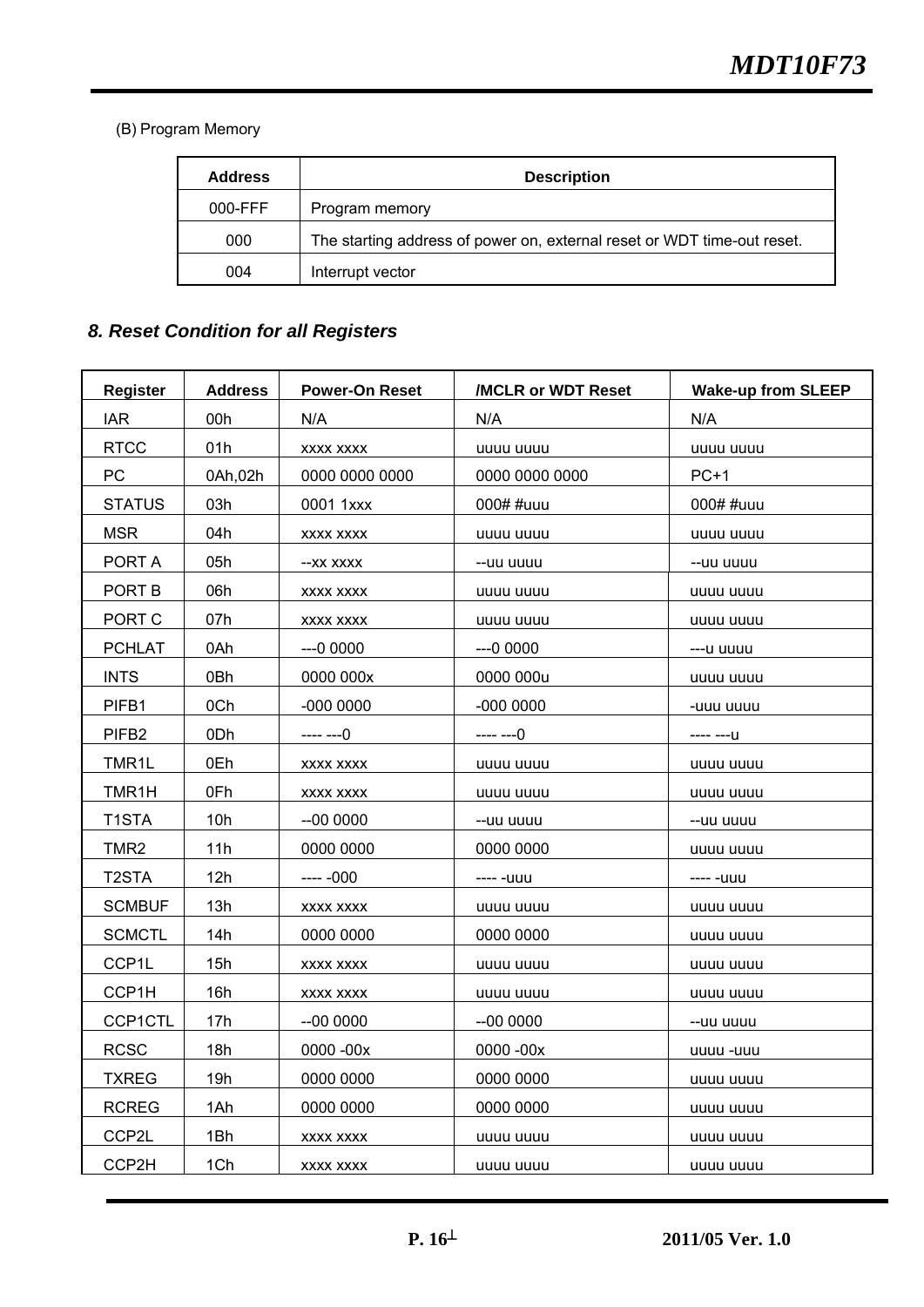(B) Program Memory

| Address | Description |
| --- | --- |
| 000-FFF | Program memory |
| 000 | The starting address of power on, external reset or WDT time-out reset. |
| 004 | Interrupt vector |

### *8. Reset Condition for all Registers*

| Register | Address | Power-On Reset | /MCLR or WDT Reset | Wake-up from SLEEP |
| --- | --- | --- | --- | --- |
| IAR | 00h | N/A | N/A | N/A |
| RTCC | 01h | xxxx xxxx | uuuu uuuu | uuuu uuuu |
| PC | 0Ah,02h | 0000 0000 0000 | 0000 0000 0000 | PC+1 |
| STATUS | 03h | 0001 1xxx | 000# #uuu | 000# #uuu |
| MSR | 04h | xxxx xxxx | uuuu uuuu | uuuu uuuu |
| PORT A | 05h | --xx xxxx | --uu uuuu | --uu uuuu |
| PORT B | 06h | xxxx xxxx | uuuu uuuu | uuuu uuuu |
| PORT C | 07h | xxxx xxxx | uuuu uuuu | uuuu uuuu |
| PCHLAT | 0Ah | ---0 0000 | ---0 0000 | ---u uuuu |
| INTS | 0Bh | 0000 000x | 0000 000u | uuuu uuuu |
| PIFB1 | 0Ch | -000 0000 | -000 0000 | -uuu uuuu |
| PIFB2 | 0Dh | ---- ---0 | ---- ---0 | ---- ---u |
| TMR1L | 0Eh | xxxx xxxx | uuuu uuuu | uuuu uuuu |
| TMR1H | 0Fh | xxxx xxxx | uuuu uuuu | uuuu uuuu |
| T1STA | 10h | --00 0000 | --uu uuuu | --uu uuuu |
| TMR2 | 11h | 0000 0000 | 0000 0000 | uuuu uuuu |
| T2STA | 12h | ---- -000 | ---- -uuu | ---- -uuu |
| SCMBUF | 13h | xxxx xxxx | uuuu uuuu | uuuu uuuu |
| SCMCTL | 14h | 0000 0000 | 0000 0000 | uuuu uuuu |
| CCP1L | 15h | xxxx xxxx | uuuu uuuu | uuuu uuuu |
| CCP1H | 16h | xxxx xxxx | uuuu uuuu | uuuu uuuu |
| CCP1CTL | 17h | --00 0000 | --00 0000 | --uu uuuu |
| RCSC | 18h | 0000 -00x | 0000 -00x | uuuu -uuu |
| TXREG | 19h | 0000 0000 | 0000 0000 | uuuu uuuu |
| RCREG | 1Ah | 0000 0000 | 0000 0000 | uuuu uuuu |
| CCP2L | 1Bh | xxxx xxxx | uuuu uuuu | uuuu uuuu |
| CCP2H | 1Ch | xxxx xxxx | uuuu uuuu | uuuu uuuu |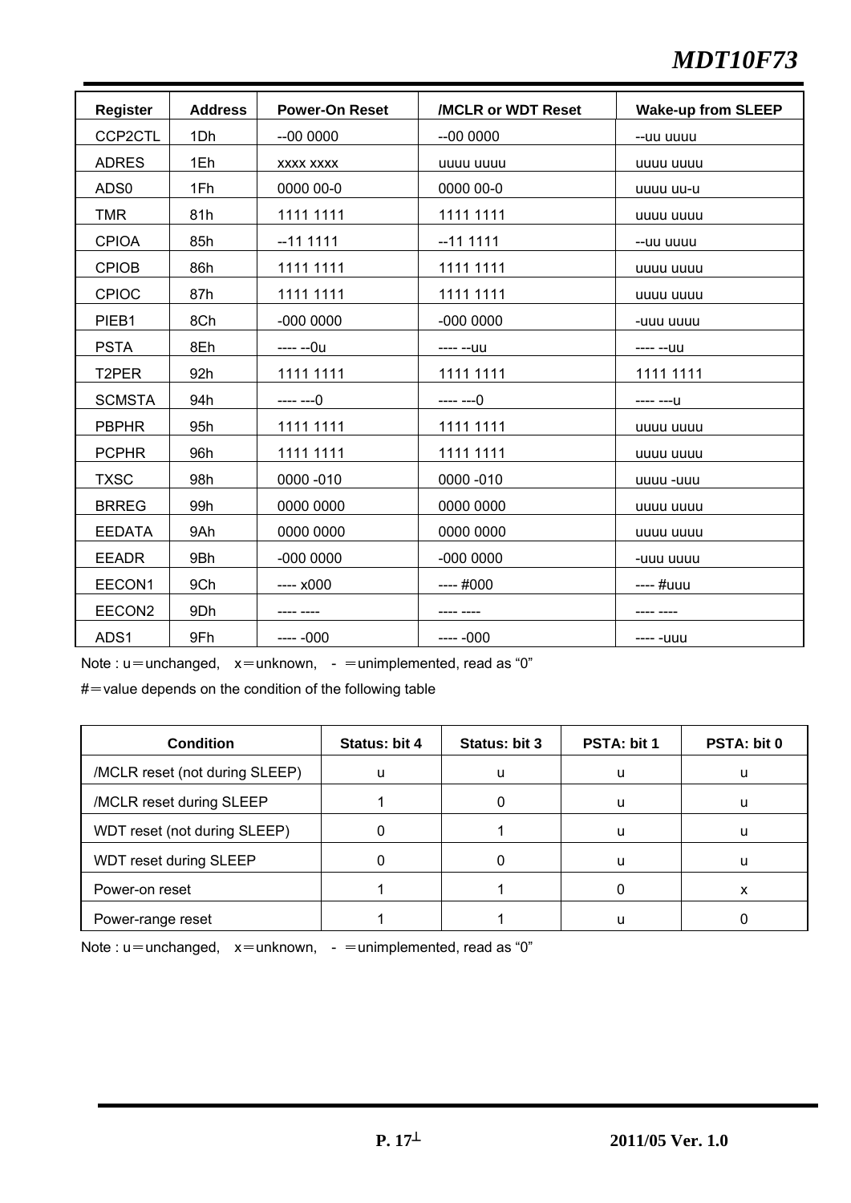| Register | Address | Power-On Reset | /MCLR or WDT Reset | Wake-up from SLEEP |
|---|---|---|---|---|
| CCP2CTL | 1Dh | --00 0000 | --00 0000 | --uu uuuu |
| ADRES | 1Eh | xxxx xxxx | uuuu uuuu | uuuu uuuu |
| ADS0 | 1Fh | 0000 00-0 | 0000 00-0 | uuuu uu-u |
| TMR | 81h | 1111 1111 | 1111 1111 | uuuu uuuu |
| CPIOA | 85h | --11 1111 | --11 1111 | --uu uuuu |
| CPIOB | 86h | 1111 1111 | 1111 1111 | uuuu uuuu |
| CPIOC | 87h | 1111 1111 | 1111 1111 | uuuu uuuu |
| PIEB1 | 8Ch | -000 0000 | -000 0000 | -uuu uuuu |
| PSTA | 8Eh | ---- --0u | ---- --uu | ---- --uu |
| T2PER | 92h | 1111 1111 | 1111 1111 | 1111 1111 |
| SCMSTA | 94h | ---- ---0 | ---- ---0 | ---- ---u |
| PBPHR | 95h | 1111 1111 | 1111 1111 | uuuu uuuu |
| PCPHR | 96h | 1111 1111 | 1111 1111 | uuuu uuuu |
| TXSC | 98h | 0000 -010 | 0000 -010 | uuuu -uuu |
| BRREG | 99h | 0000 0000 | 0000 0000 | uuuu uuuu |
| EEDATA | 9Ah | 0000 0000 | 0000 0000 | uuuu uuuu |
| EEADR | 9Bh | -000 0000 | -000 0000 | -uuu uuuu |
| EECON1 | 9Ch | ---- x000 | ---- #000 | ---- #uuu |
| EECON2 | 9Dh | ---- ---- | ---- ---- | ---- ---- |
| ADS1 | 9Fh | ---- -000 | ---- -000 | ---- -uuu |

Note : u＝unchanged,　x＝unknown,　-　＝unimplemented, read as “0”

#＝value depends on the condition of the following table

| Condition | Status: bit 4 | Status: bit 3 | PSTA: bit 1 | PSTA: bit 0 |
|---|---|---|---|---|
| /MCLR reset (not during SLEEP) | u | u | u | u |
| /MCLR reset during SLEEP | 1 | 0 | u | u |
| WDT reset (not during SLEEP) | 0 | 1 | u | u |
| WDT reset during SLEEP | 0 | 0 | u | u |
| Power-on reset | 1 | 1 | 0 | x |
| Power-range reset | 1 | 1 | u | 0 |

Note : u＝unchanged,　x＝unknown,　-　＝unimplemented, read as “0”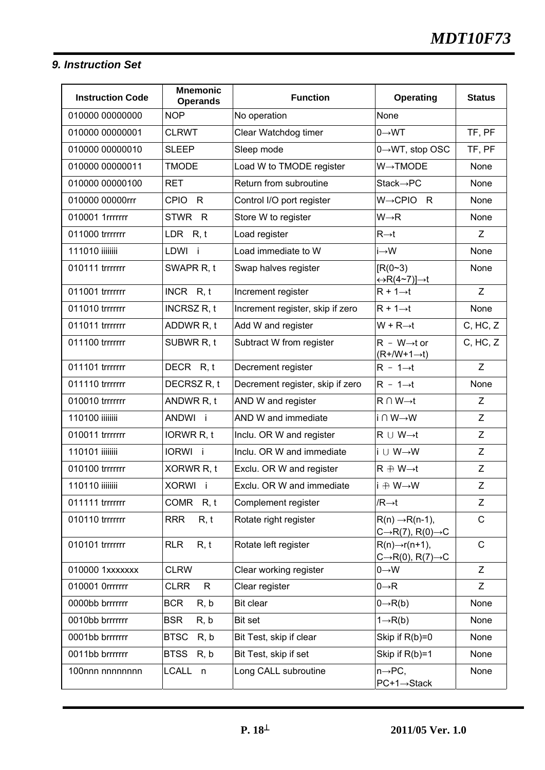## 9. Instruction Set

| Instruction Code | Mnemonic Operands | Function | Operating | Status |
|---|---|---|---|---|
| 010000 00000000 | NOP | No operation | None | |
| 010000 00000001 | CLRWT | Clear Watchdog timer | 0→WT | TF, PF |
| 010000 00000010 | SLEEP | Sleep mode | 0→WT, stop OSC | TF, PF |
| 010000 00000011 | TMODE | Load W to TMODE register | W→TMODE | None |
| 010000 00000100 | RET | Return from subroutine | Stack→PC | None |
| 010000 00000rrr | CPIO R | Control I/O port register | W→CPIO R | None |
| 010001 1rrrrrrr | STWR R | Store W to register | W→R | None |
| 011000 trrrrrrr | LDR R, t | Load register | R→t | Z |
| 111010 iiiiiiii | LDWI i | Load immediate to W | i→W | None |
| 010111 trrrrrrr | SWAPR R, t | Swap halves register | [R(0~3) ↔R(4~7)]→t | None |
| 011001 trrrrrrr | INCR R, t | Increment register | R + 1→t | Z |
| 011010 trrrrrrr | INCRSZ R, t | Increment register, skip if zero | R + 1→t | None |
| 011011 trrrrrrr | ADDWR R, t | Add W and register | W + R→t | C, HC, Z |
| 011100 trrrrrrr | SUBWR R, t | Subtract W from register | R － W→t or (R+/W+1→t) | C, HC, Z |
| 011101 trrrrrrr | DECR R, t | Decrement register | R － 1→t | Z |
| 011110 trrrrrrr | DECRSZ R, t | Decrement register, skip if zero | R － 1→t | None |
| 010010 trrrrrrr | ANDWR R, t | AND W and register | R ∩ W→t | Z |
| 110100 iiiiiiii | ANDWI i | AND W and immediate | i ∩ W→W | Z |
| 010011 trrrrrrr | IORWR R, t | Inclu. OR W and register | R ∪ W→t | Z |
| 110101 iiiiiiii | IORWI i | Inclu. OR W and immediate | i ∪ W→W | Z |
| 010100 trrrrrrr | XORWR R, t | Exclu. OR W and register | R ⊕ W→t | Z |
| 110110 iiiiiiii | XORWI i | Exclu. OR W and immediate | i ⊕ W→W | Z |
| 011111 trrrrrrr | COMR R, t | Complement register | /R→t | Z |
| 010110 trrrrrrr | RRR R, t | Rotate right register | R(n) →R(n-1), C→R(7), R(0)→C | C |
| 010101 trrrrrrr | RLR R, t | Rotate left register | R(n)→r(n+1), C→R(0), R(7)→C | C |
| 010000 1xxxxxxx | CLRW | Clear working register | 0→W | Z |
| 010001 0rrrrrrr | CLRR R | Clear register | 0→R | Z |
| 0000bb brrrrrrr | BCR R, b | Bit clear | 0→R(b) | None |
| 0010bb brrrrrrr | BSR R, b | Bit set | 1→R(b) | None |
| 0001bb brrrrrrr | BTSC R, b | Bit Test, skip if clear | Skip if R(b)=0 | None |
| 0011bb brrrrrrr | BTSS R, b | Bit Test, skip if set | Skip if R(b)=1 | None |
| 100nnn nnnnnnnn | LCALL n | Long CALL subroutine | n→PC, PC+1→Stack | None |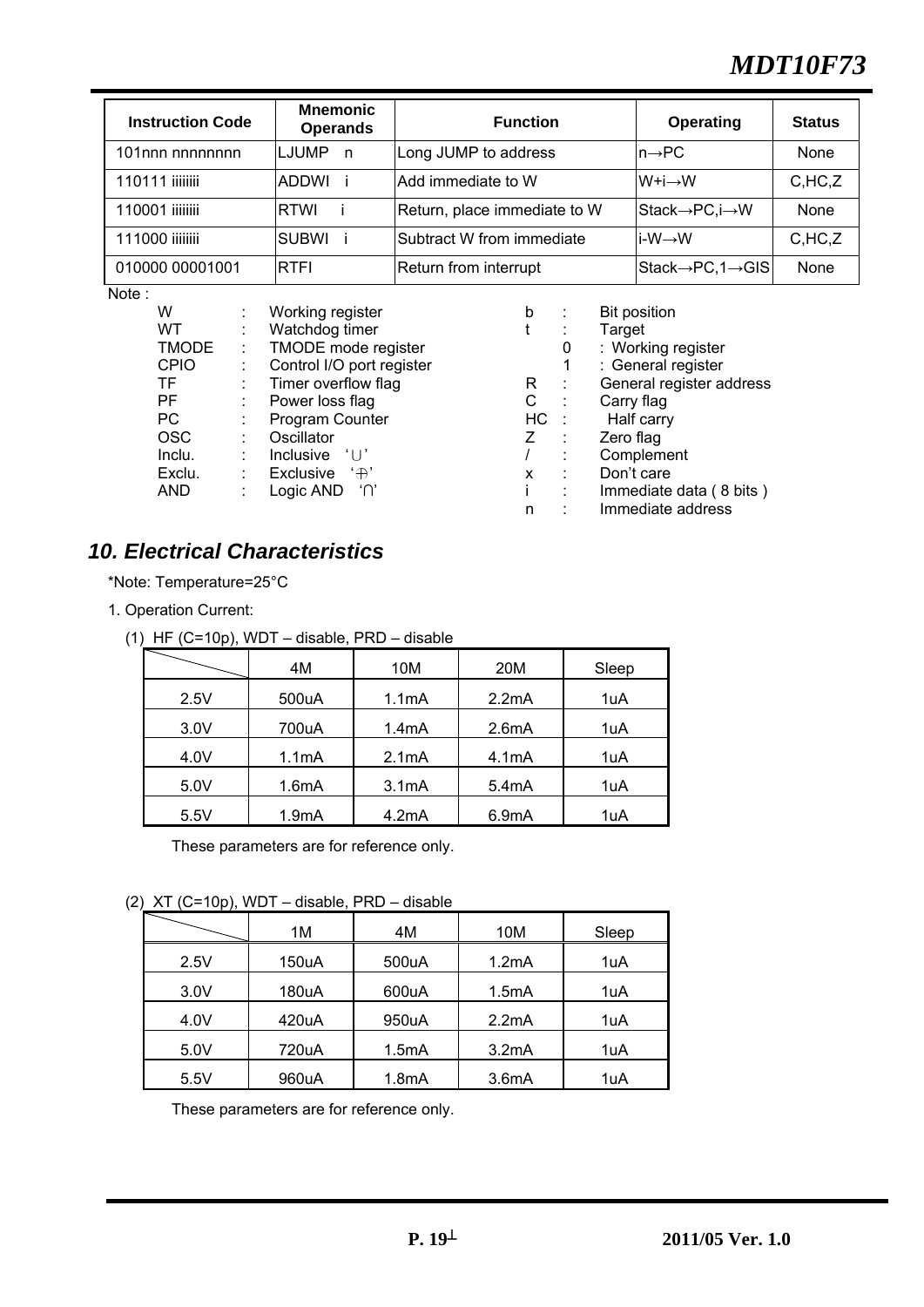| Instruction Code | Mnemonic Operands | Function | Operating | Status |
|---|---|---|---|---|
| 101nnn nnnnnnnn | LJUMP n | Long JUMP to address | n→PC | None |
| 110111 iiiiiiii | ADDWI i | Add immediate to W | W+i→W | C,HC,Z |
| 110001 iiiiiiii | RTWI i | Return, place immediate to W | Stack→PC,i→W | None |
| 111000 iiiiiiii | SUBWI i | Subtract W from immediate | i-W→W | C,HC,Z |
| 010000 00001001 | RTFI | Return from interrupt | Stack→PC,1→GIS | None |

Note :

| | | |
|---|---|---|
| W | : | Working register |
| WT | : | Watchdog timer |
| TMODE | : | TMODE mode register |
| CPIO | : | Control I/O port register |
| TF | : | Timer overflow flag |
| PF | : | Power loss flag |
| PC | : | Program Counter |
| OSC | : | Oscillator |
| Inclu. | : | Inclusive '∪' |
| Exclu. | : | Exclusive '⊕' |
| AND | : | Logic AND '∩' |
| b | : | Bit position |
| t | : | Target |
| | 0 | : Working register |
| | 1 | : General register |
| R | : | General register address |
| C | : | Carry flag |
| HC | : | Half carry |
| Z | : | Zero flag |
| / | : | Complement |
| x | : | Don't care |
| i | : | Immediate data ( 8 bits ) |
| n | : | Immediate address |

## 10. Electrical Characteristics

*Note: Temperature=25°C

1. Operation Current:

(1) HF (C=10p), WDT – disable, PRD – disable

| | 4M | 10M | 20M | Sleep |
|---|---|---|---|---|
| 2.5V | 500uA | 1.1mA | 2.2mA | 1uA |
| 3.0V | 700uA | 1.4mA | 2.6mA | 1uA |
| 4.0V | 1.1mA | 2.1mA | 4.1mA | 1uA |
| 5.0V | 1.6mA | 3.1mA | 5.4mA | 1uA |
| 5.5V | 1.9mA | 4.2mA | 6.9mA | 1uA |

These parameters are for reference only.

(2) XT (C=10p), WDT – disable, PRD – disable

| | 1M | 4M | 10M | Sleep |
|---|---|---|---|---|
| 2.5V | 150uA | 500uA | 1.2mA | 1uA |
| 3.0V | 180uA | 600uA | 1.5mA | 1uA |
| 4.0V | 420uA | 950uA | 2.2mA | 1uA |
| 5.0V | 720uA | 1.5mA | 3.2mA | 1uA |
| 5.5V | 960uA | 1.8mA | 3.6mA | 1uA |

These parameters are for reference only.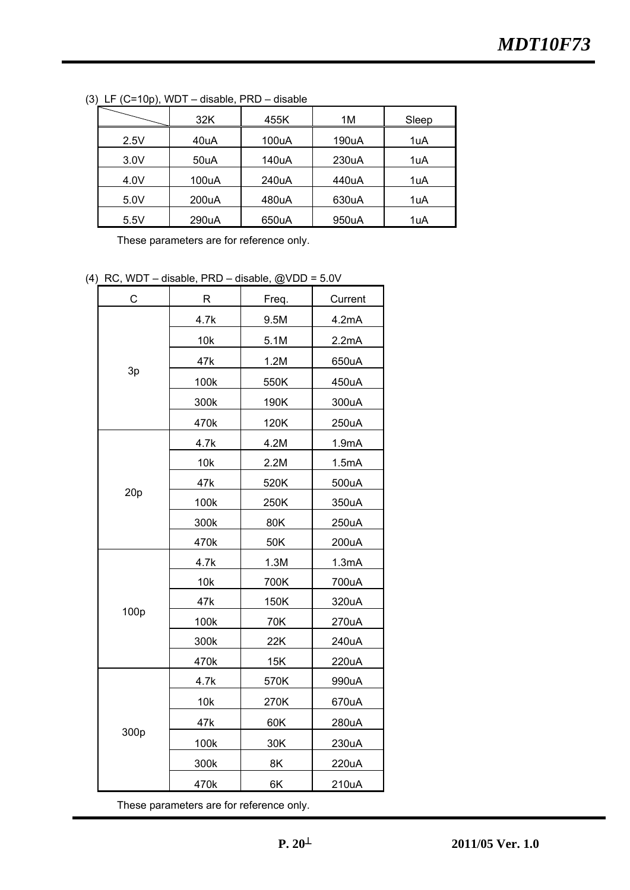(3) LF (C=10p), WDT – disable, PRD – disable

| | 32K | 455K | 1M | Sleep |
|---|---|---|---|---|
| 2.5V | 40uA | 100uA | 190uA | 1uA |
| 3.0V | 50uA | 140uA | 230uA | 1uA |
| 4.0V | 100uA | 240uA | 440uA | 1uA |
| 5.0V | 200uA | 480uA | 630uA | 1uA |
| 5.5V | 290uA | 650uA | 950uA | 1uA |

These parameters are for reference only.

(4) RC, WDT – disable, PRD – disable, @VDD = 5.0V

| C | R | Freq. | Current |
|---|---|---|---|
| 3p | 4.7k | 9.5M | 4.2mA |
| | 10k | 5.1M | 2.2mA |
| | 47k | 1.2M | 650uA |
| | 100k | 550K | 450uA |
| | 300k | 190K | 300uA |
| | 470k | 120K | 250uA |
| 20p | 4.7k | 4.2M | 1.9mA |
| | 10k | 2.2M | 1.5mA |
| | 47k | 520K | 500uA |
| | 100k | 250K | 350uA |
| | 300k | 80K | 250uA |
| | 470k | 50K | 200uA |
| 100p | 4.7k | 1.3M | 1.3mA |
| | 10k | 700K | 700uA |
| | 47k | 150K | 320uA |
| | 100k | 70K | 270uA |
| | 300k | 22K | 240uA |
| | 470k | 15K | 220uA |
| 300p | 4.7k | 570K | 990uA |
| | 10k | 270K | 670uA |
| | 47k | 60K | 280uA |
| | 100k | 30K | 230uA |
| | 300k | 8K | 220uA |
| | 470k | 6K | 210uA |

These parameters are for reference only.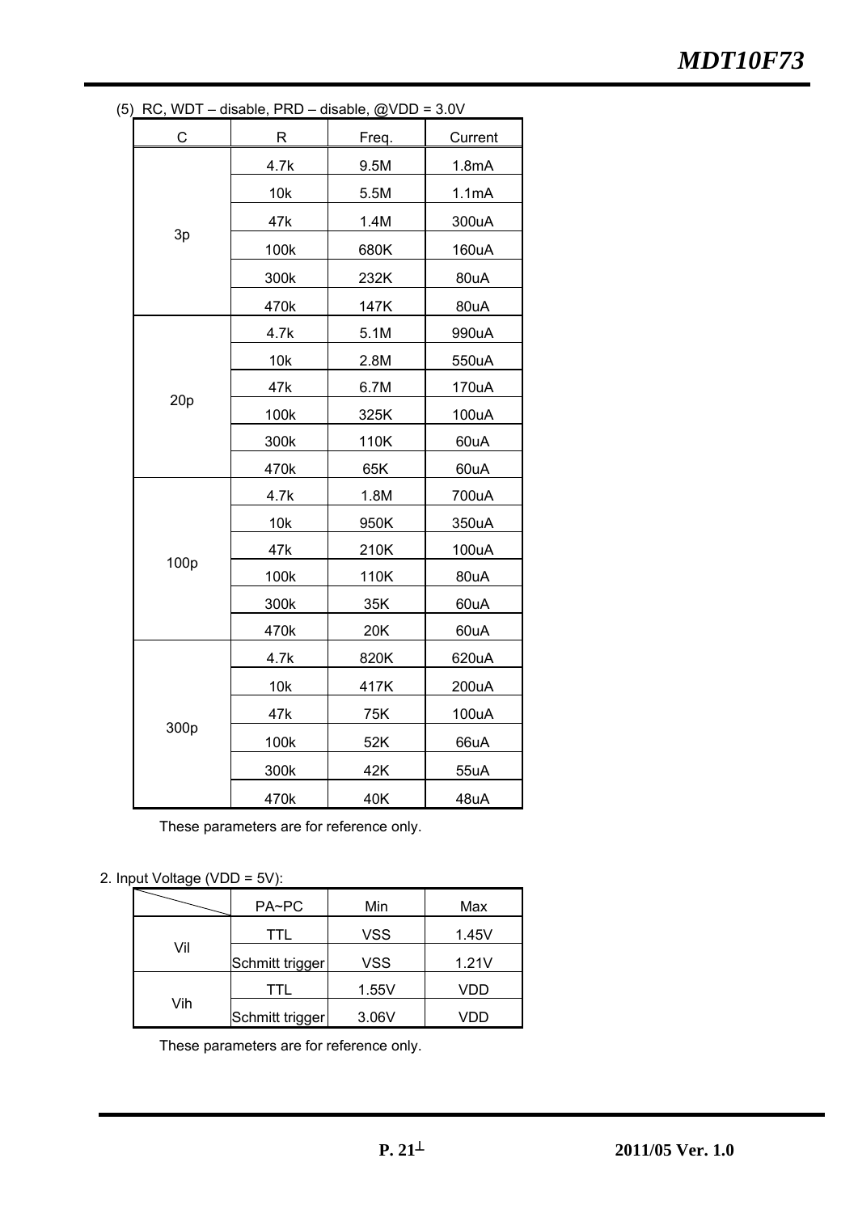(5) RC, WDT – disable, PRD – disable, @VDD = 3.0V

| C | R | Freq. | Current |
|---|---|---|---|
| 3p | 4.7k | 9.5M | 1.8mA |
| | 10k | 5.5M | 1.1mA |
| | 47k | 1.4M | 300uA |
| | 100k | 680K | 160uA |
| | 300k | 232K | 80uA |
| | 470k | 147K | 80uA |
| 20p | 4.7k | 5.1M | 990uA |
| | 10k | 2.8M | 550uA |
| | 47k | 6.7M | 170uA |
| | 100k | 325K | 100uA |
| | 300k | 110K | 60uA |
| | 470k | 65K | 60uA |
| 100p | 4.7k | 1.8M | 700uA |
| | 10k | 950K | 350uA |
| | 47k | 210K | 100uA |
| | 100k | 110K | 80uA |
| | 300k | 35K | 60uA |
| | 470k | 20K | 60uA |
| 300p | 4.7k | 820K | 620uA |
| | 10k | 417K | 200uA |
| | 47k | 75K | 100uA |
| | 100k | 52K | 66uA |
| | 300k | 42K | 55uA |
| | 470k | 40K | 48uA |

These parameters are for reference only.

2. Input Voltage (VDD = 5V):

| | PA~PC | Min | Max |
|---|---|---|---|
| Vil | TTL | VSS | 1.45V |
| | Schmitt trigger | VSS | 1.21V |
| Vih | TTL | 1.55V | VDD |
| | Schmitt trigger | 3.06V | VDD |

These parameters are for reference only.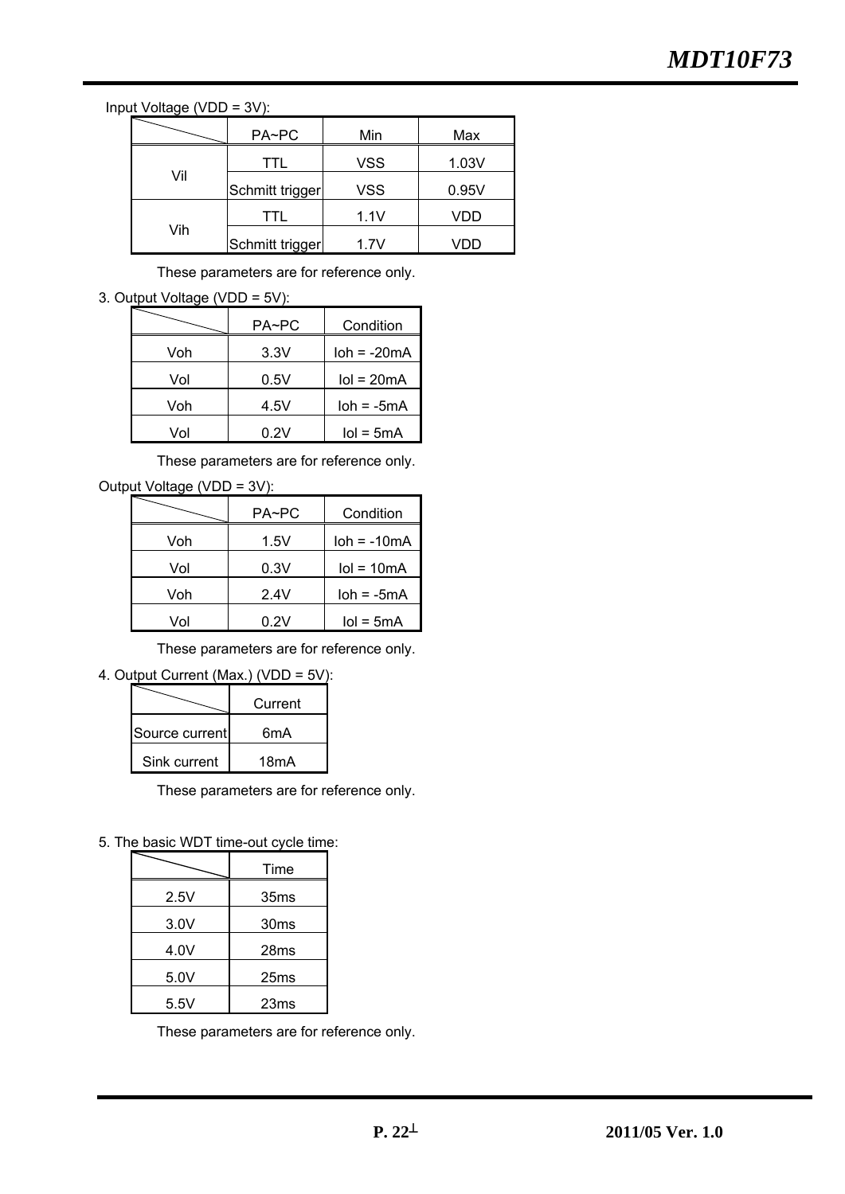Input Voltage (VDD = 3V):

| | PA~PC | Min | Max |
|---|---|---|---|
| Vil | TTL | VSS | 1.03V |
| | Schmitt trigger | VSS | 0.95V |
| Vih | TTL | 1.1V | VDD |
| | Schmitt trigger | 1.7V | VDD |

These parameters are for reference only.

3. Output Voltage (VDD = 5V):

| | PA~PC | Condition |
|---|---|---|
| Voh | 3.3V | Ioh = -20mA |
| Vol | 0.5V | Iol = 20mA |
| Voh | 4.5V | Ioh = -5mA |
| Vol | 0.2V | Iol = 5mA |

These parameters are for reference only.

Output Voltage (VDD = 3V):

| | PA~PC | Condition |
|---|---|---|
| Voh | 1.5V | Ioh = -10mA |
| Vol | 0.3V | Iol = 10mA |
| Voh | 2.4V | Ioh = -5mA |
| Vol | 0.2V | Iol = 5mA |

These parameters are for reference only.

4. Output Current (Max.) (VDD = 5V):

| | Current |
|---|---|
| Source current | 6mA |
| Sink current | 18mA |

These parameters are for reference only.

5. The basic WDT time-out cycle time:

| | Time |
|---|---|
| 2.5V | 35ms |
| 3.0V | 30ms |
| 4.0V | 28ms |
| 5.0V | 25ms |
| 5.5V | 23ms |

These parameters are for reference only.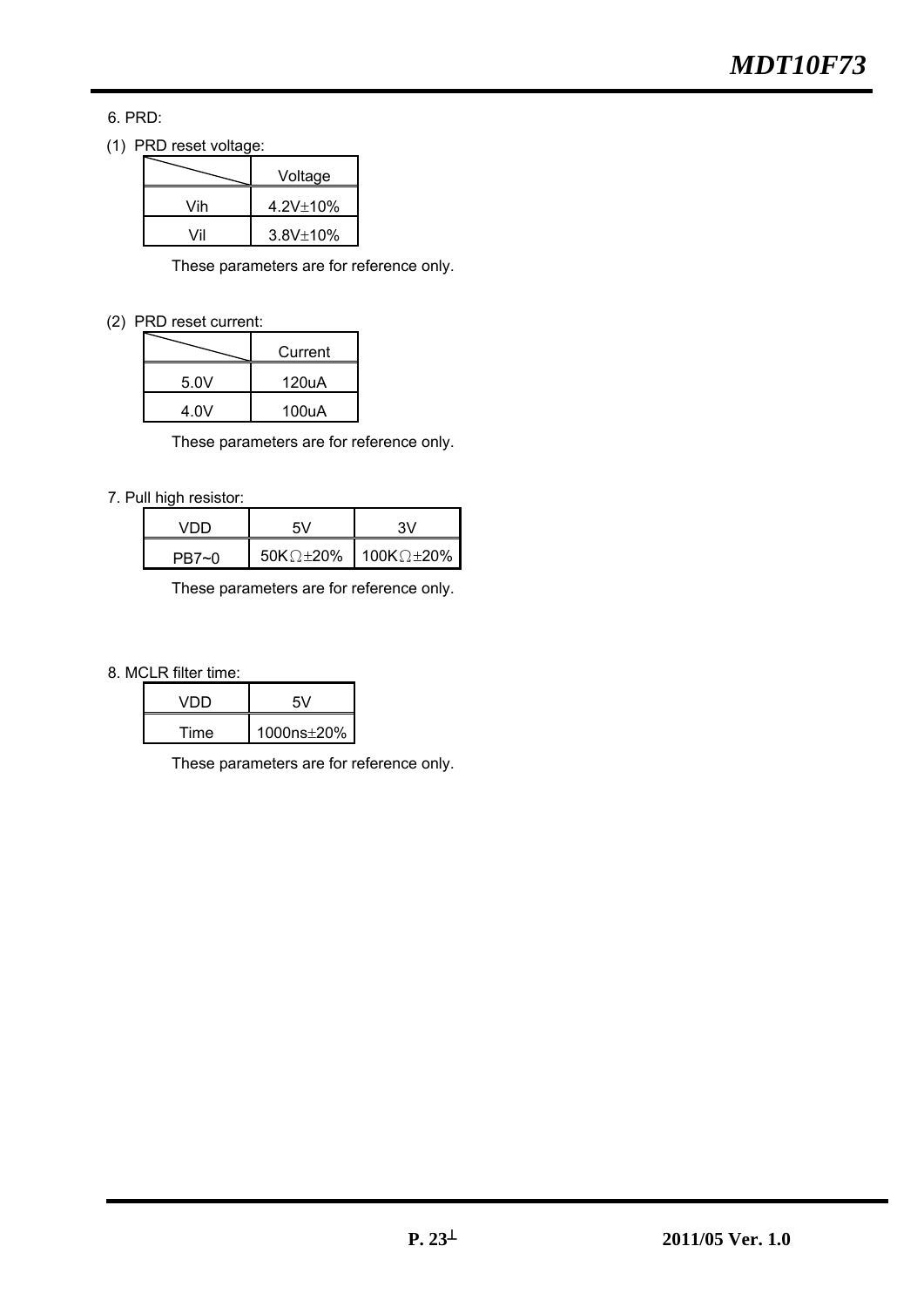6. PRD:

(1) PRD reset voltage:

| | Voltage |
|---|---|
| Vih | 4.2V±10% |
| Vil | 3.8V±10% |

These parameters are for reference only.

(2) PRD reset current:

| | Current |
|---|---|
| 5.0V | 120uA |
| 4.0V | 100uA |

These parameters are for reference only.

7. Pull high resistor:

| VDD | 5V | 3V |
|---|---|---|
| PB7~0 | 50KΩ±20% | 100KΩ±20% |

These parameters are for reference only.

8. MCLR filter time:

| VDD | 5V |
|---|---|
| Time | 1000ns±20% |

These parameters are for reference only.